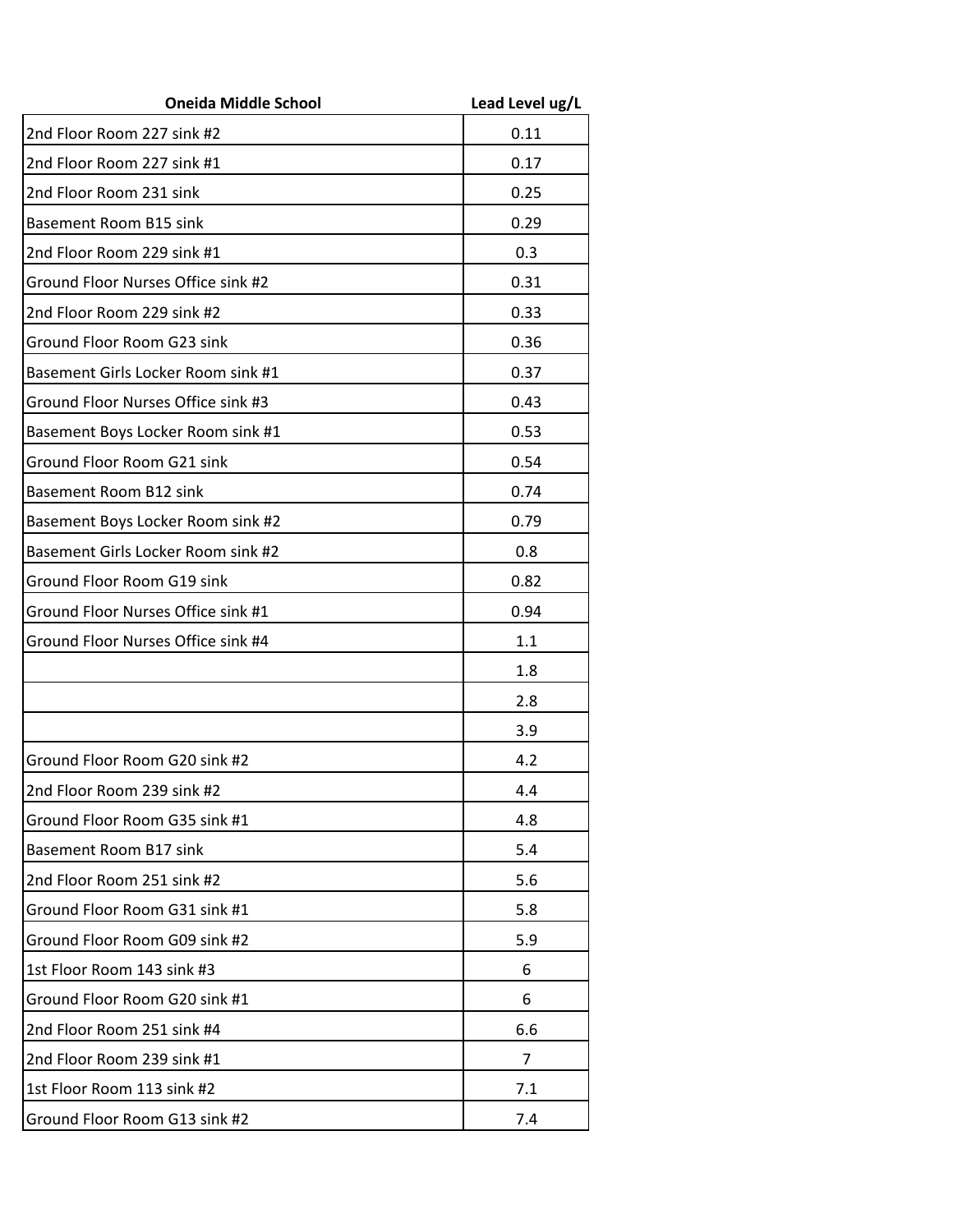| Oneida Middle School | Lead Level ug/L |
| --- | --- |
| 2nd Floor Room 227 sink #2 | 0.11 |
| 2nd Floor Room 227 sink #1 | 0.17 |
| 2nd Floor Room 231 sink | 0.25 |
| Basement Room B15 sink | 0.29 |
| 2nd Floor Room 229 sink #1 | 0.3 |
| Ground Floor Nurses Office sink #2 | 0.31 |
| 2nd Floor Room 229 sink #2 | 0.33 |
| Ground Floor Room G23 sink | 0.36 |
| Basement Girls Locker Room sink #1 | 0.37 |
| Ground Floor Nurses Office sink #3 | 0.43 |
| Basement Boys Locker Room sink #1 | 0.53 |
| Ground Floor Room G21 sink | 0.54 |
| Basement Room B12 sink | 0.74 |
| Basement Boys Locker Room sink #2 | 0.79 |
| Basement Girls Locker Room sink #2 | 0.8 |
| Ground Floor Room G19 sink | 0.82 |
| Ground Floor Nurses Office sink #1 | 0.94 |
| Ground Floor Nurses Office sink #4 | 1.1 |
| | 1.8 |
| | 2.8 |
| | 3.9 |
| Ground Floor Room G20 sink #2 | 4.2 |
| 2nd Floor Room 239 sink #2 | 4.4 |
| Ground Floor Room G35 sink #1 | 4.8 |
| Basement Room B17 sink | 5.4 |
| 2nd Floor Room 251 sink #2 | 5.6 |
| Ground Floor Room G31 sink #1 | 5.8 |
| Ground Floor Room G09 sink #2 | 5.9 |
| 1st Floor Room 143 sink #3 | 6 |
| Ground Floor Room G20 sink #1 | 6 |
| 2nd Floor Room 251 sink #4 | 6.6 |
| 2nd Floor Room 239 sink #1 | 7 |
| 1st Floor Room 113 sink #2 | 7.1 |
| Ground Floor Room G13 sink #2 | 7.4 |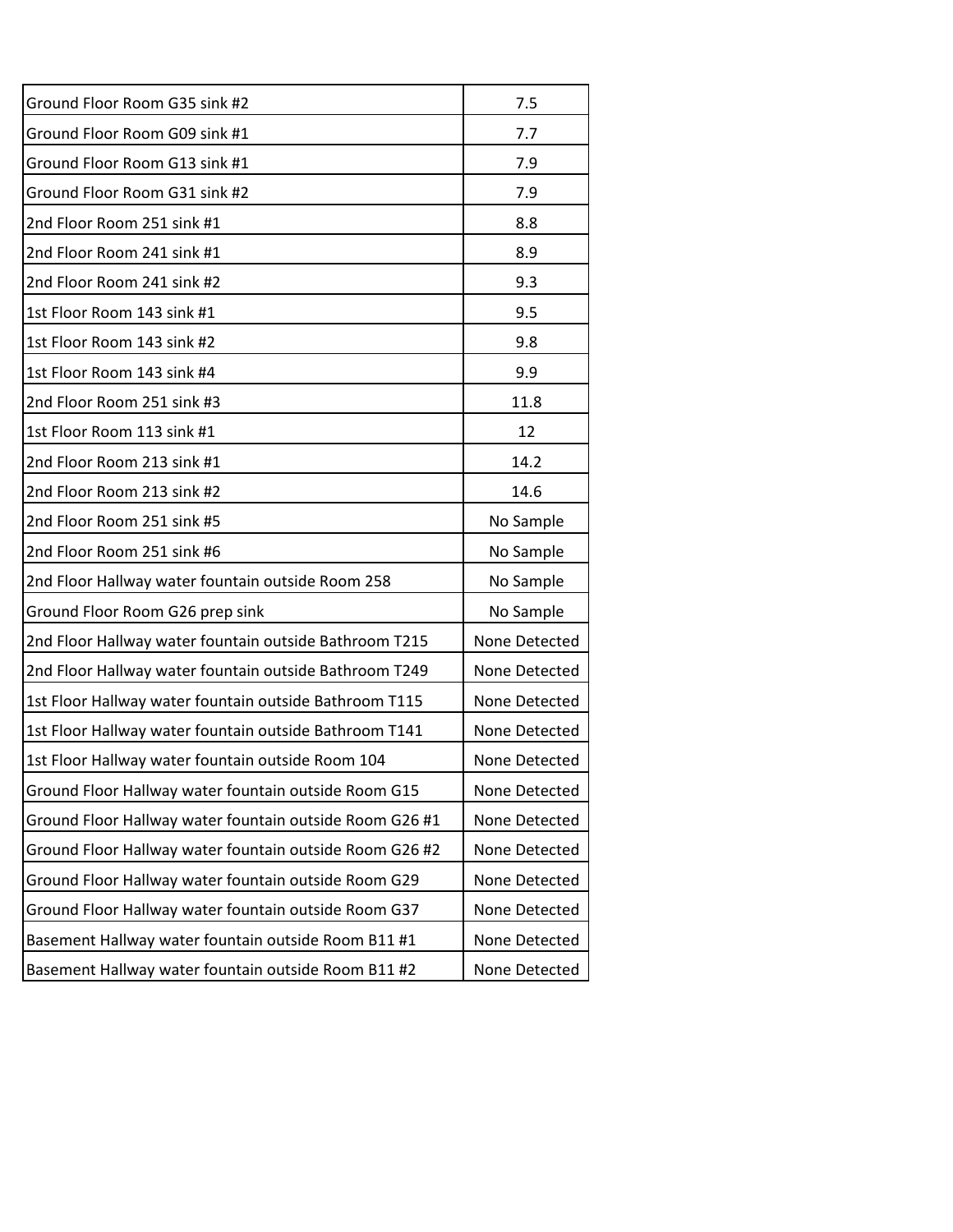| | |
|---|---|
| Ground Floor Room G35 sink #2 | 7.5 |
| Ground Floor Room G09 sink #1 | 7.7 |
| Ground Floor Room G13 sink #1 | 7.9 |
| Ground Floor Room G31 sink #2 | 7.9 |
| 2nd Floor Room 251 sink #1 | 8.8 |
| 2nd Floor Room 241 sink #1 | 8.9 |
| 2nd Floor Room 241 sink #2 | 9.3 |
| 1st Floor Room 143 sink #1 | 9.5 |
| 1st Floor Room 143 sink #2 | 9.8 |
| 1st Floor Room 143 sink #4 | 9.9 |
| 2nd Floor Room 251 sink #3 | 11.8 |
| 1st Floor Room 113 sink #1 | 12 |
| 2nd Floor Room 213 sink #1 | 14.2 |
| 2nd Floor Room 213 sink #2 | 14.6 |
| 2nd Floor Room 251 sink #5 | No Sample |
| 2nd Floor Room 251 sink #6 | No Sample |
| 2nd Floor Hallway water fountain outside Room 258 | No Sample |
| Ground Floor Room G26 prep sink | No Sample |
| 2nd Floor Hallway water fountain outside Bathroom T215 | None Detected |
| 2nd Floor Hallway water fountain outside Bathroom T249 | None Detected |
| 1st Floor Hallway water fountain outside Bathroom T115 | None Detected |
| 1st Floor Hallway water fountain outside Bathroom T141 | None Detected |
| 1st Floor Hallway water fountain outside Room 104 | None Detected |
| Ground Floor Hallway water fountain outside Room G15 | None Detected |
| Ground Floor Hallway water fountain outside Room G26 #1 | None Detected |
| Ground Floor Hallway water fountain outside Room G26 #2 | None Detected |
| Ground Floor Hallway water fountain outside Room G29 | None Detected |
| Ground Floor Hallway water fountain outside Room G37 | None Detected |
| Basement Hallway water fountain outside Room B11 #1 | None Detected |
| Basement Hallway water fountain outside Room B11 #2 | None Detected |